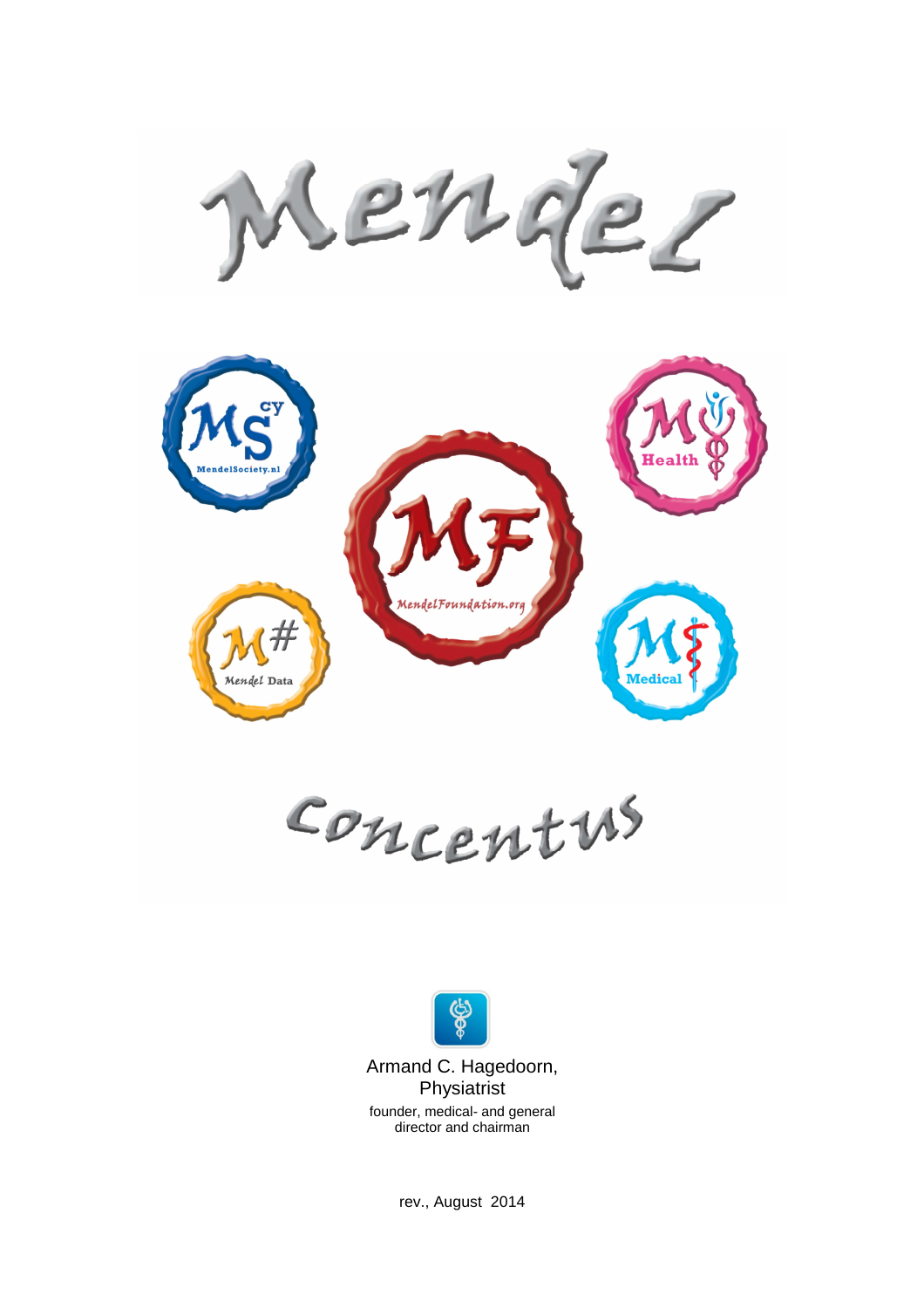# Mendel

MendelSociety.nl

MendelFoundation.org

Health

Mendel Data

Medical

# Concentus

Armand C. Hagedoorn,
Physiatrist

founder, medical- and general director and chairman

rev., August 2014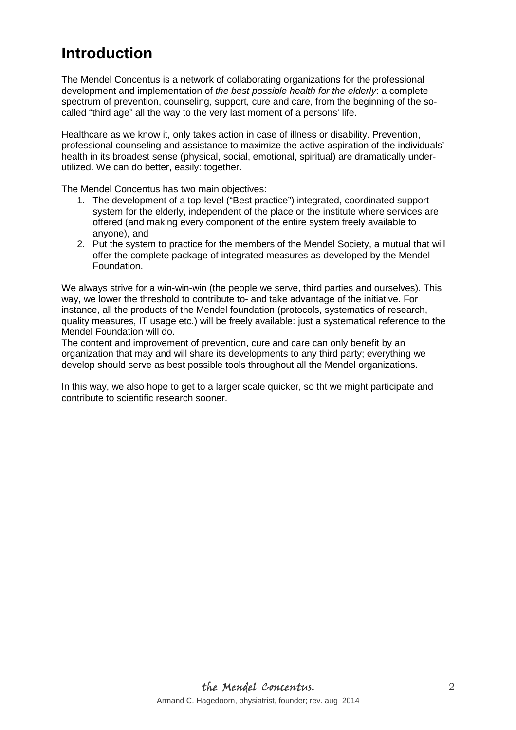# Introduction

The Mendel Concentus is a network of collaborating organizations for the professional development and implementation of *the best possible health for the elderly*: a complete spectrum of prevention, counseling, support, cure and care, from the beginning of the so-called "third age" all the way to the very last moment of a persons' life.

Healthcare as we know it, only takes action in case of illness or disability. Prevention, professional counseling and assistance to maximize the active aspiration of the individuals' health in its broadest sense (physical, social, emotional, spiritual) are dramatically under-utilized. We can do better, easily: together.

The Mendel Concentus has two main objectives:

1. The development of a top-level ("Best practice") integrated, coordinated support system for the elderly, independent of the place or the institute where services are offered (and making every component of the entire system freely available to anyone), and
2. Put the system to practice for the members of the Mendel Society, a mutual that will offer the complete package of integrated measures as developed by the Mendel Foundation.

We always strive for a win-win-win (the people we serve, third parties and ourselves). This way, we lower the threshold to contribute to- and take advantage of the initiative. For instance, all the products of the Mendel foundation (protocols, systematics of research, quality measures, IT usage etc.) will be freely available: just a systematical reference to the Mendel Foundation will do.
The content and improvement of prevention, cure and care can only benefit by an organization that may and will share its developments to any third party; everything we develop should serve as best possible tools throughout all the Mendel organizations.

In this way, we also hope to get to a larger scale quicker, so tht we might participate and contribute to scientific research sooner.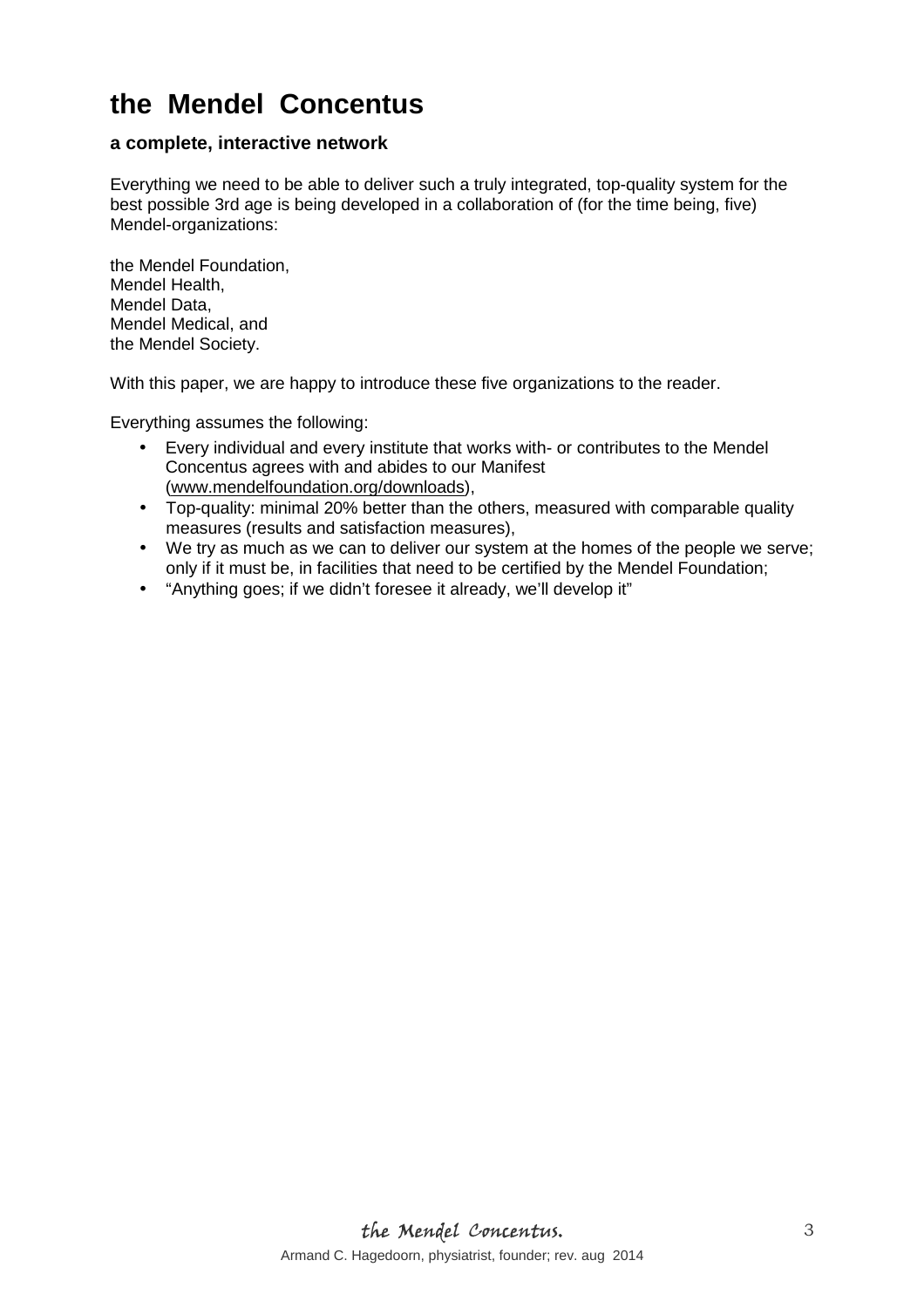# the Mendel Concentus

**a complete, interactive network**

Everything we need to be able to deliver such a truly integrated, top-quality system for the best possible 3rd age is being developed in a collaboration of (for the time being, five) Mendel-organizations:

the Mendel Foundation,
Mendel Health,
Mendel Data,
Mendel Medical, and
the Mendel Society.

With this paper, we are happy to introduce these five organizations to the reader.

Everything assumes the following:

- Every individual and every institute that works with- or contributes to the Mendel Concentus agrees with and abides to our Manifest (www.mendelfoundation.org/downloads),
- Top-quality: minimal 20% better than the others, measured with comparable quality measures (results and satisfaction measures),
- We try as much as we can to deliver our system at the homes of the people we serve; only if it must be, in facilities that need to be certified by the Mendel Foundation;
- "Anything goes; if we didn't foresee it already, we'll develop it"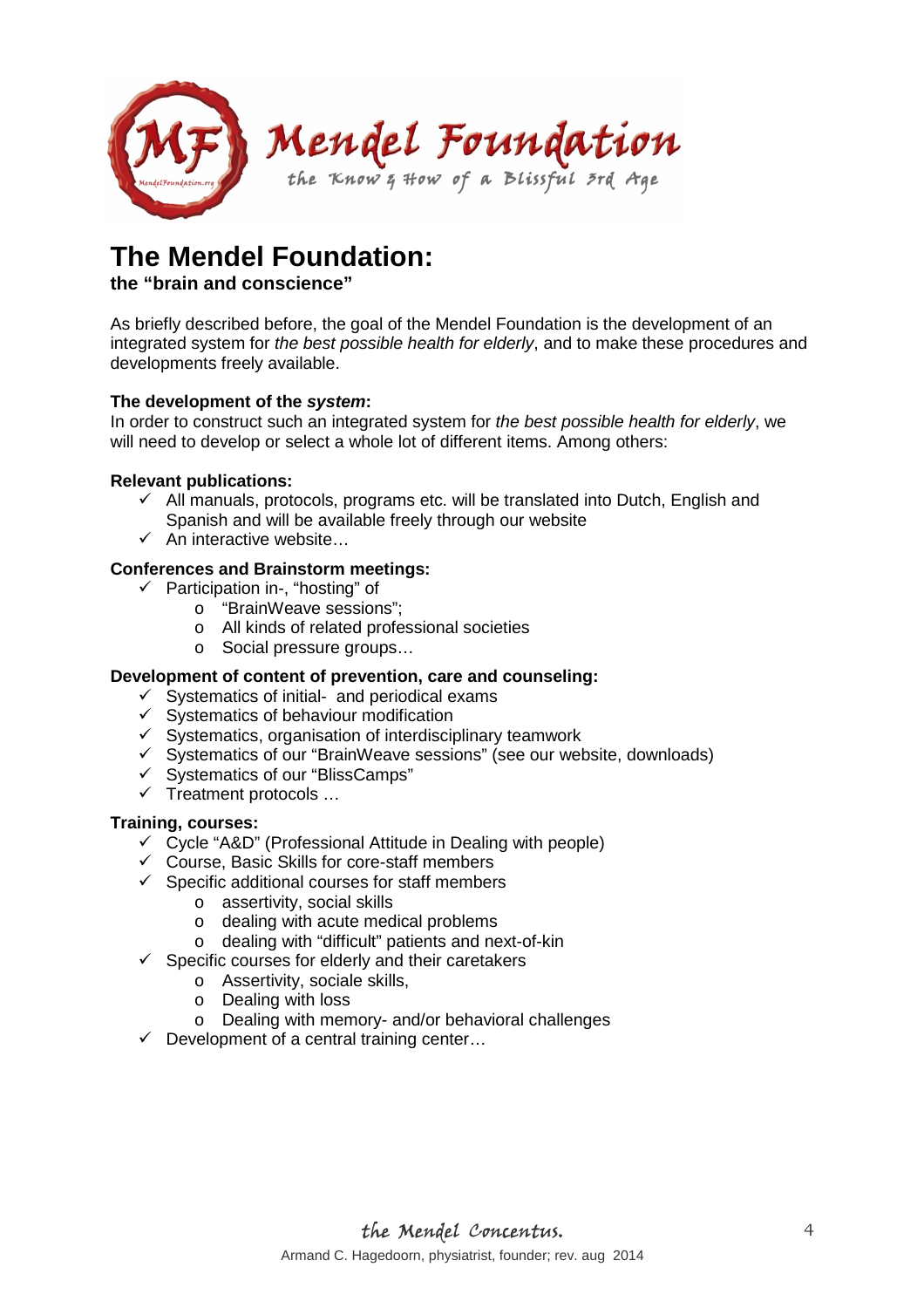# The Mendel Foundation:

**the "brain and conscience"**

As briefly described before, the goal of the Mendel Foundation is the development of an integrated system for *the best possible health for elderly*, and to make these procedures and developments freely available.

**The development of the *system*:**

In order to construct such an integrated system for *the best possible health for elderly*, we will need to develop or select a whole lot of different items. Among others:

**Relevant publications:**

- ✓ All manuals, protocols, programs etc. will be translated into Dutch, English and Spanish and will be available freely through our website
- ✓ An interactive website…

**Conferences and Brainstorm meetings:**

- ✓ Participation in-, "hosting" of
  - "BrainWeave sessions";
  - All kinds of related professional societies
  - Social pressure groups…

**Development of content of prevention, care and counseling:**

- ✓ Systematics of initial- and periodical exams
- ✓ Systematics of behaviour modification
- ✓ Systematics, organisation of interdisciplinary teamwork
- ✓ Systematics of our "BrainWeave sessions" (see our website, downloads)
- ✓ Systematics of our "BlissCamps"
- ✓ Treatment protocols …

**Training, courses:**

- ✓ Cycle "A&D" (Professional Attitude in Dealing with people)
- ✓ Course, Basic Skills for core-staff members
- ✓ Specific additional courses for staff members
  - assertivity, social skills
  - dealing with acute medical problems
  - dealing with "difficult" patients and next-of-kin
- ✓ Specific courses for elderly and their caretakers
  - Assertivity, sociale skills,
  - Dealing with loss
  - Dealing with memory- and/or behavioral challenges
- ✓ Development of a central training center…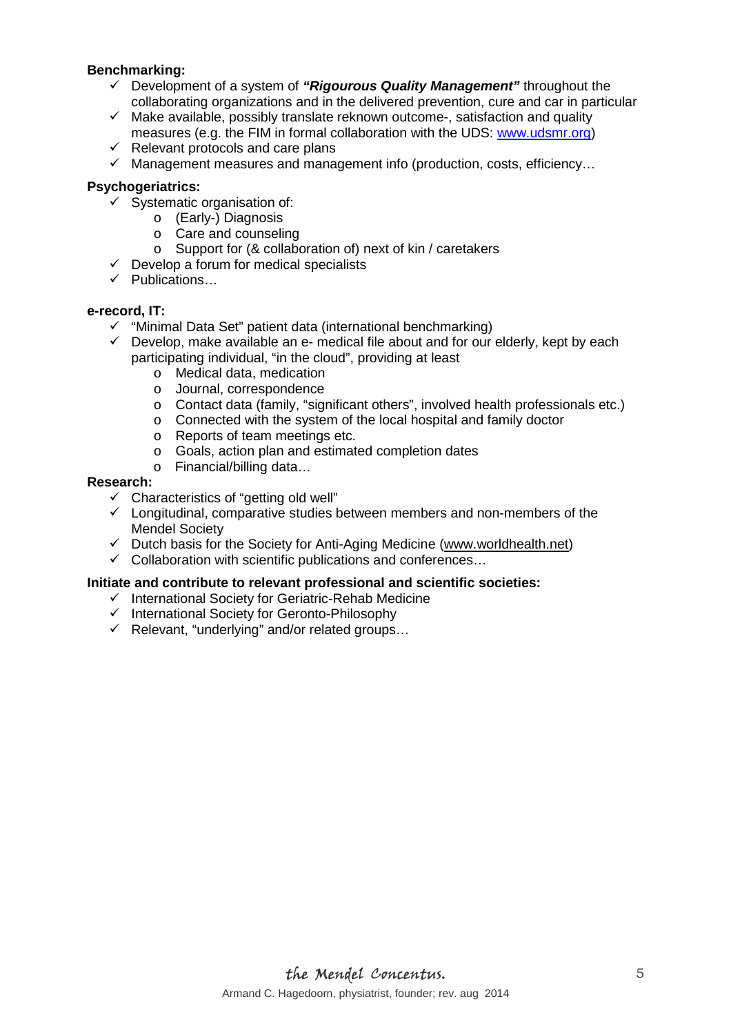**Benchmarking:**

- Development of a system of ***"Rigourous Quality Management"*** throughout the collaborating organizations and in the delivered prevention, cure and car in particular
- Make available, possibly translate reknown outcome-, satisfaction and quality measures (e.g. the FIM in formal collaboration with the UDS: www.udsmr.org)
- Relevant protocols and care plans
- Management measures and management info (production, costs, efficiency…

**Psychogeriatrics:**

- Systematic organisation of:
  - (Early-) Diagnosis
  - Care and counseling
  - Support for (& collaboration of) next of kin / caretakers
- Develop a forum for medical specialists
- Publications…

**e-record, IT:**

- "Minimal Data Set" patient data (international benchmarking)
- Develop, make available an e- medical file about and for our elderly, kept by each participating individual, "in the cloud", providing at least
  - Medical data, medication
  - Journal, correspondence
  - Contact data (family, "significant others", involved health professionals etc.)
  - Connected with the system of the local hospital and family doctor
  - Reports of team meetings etc.
  - Goals, action plan and estimated completion dates
  - Financial/billing data…

**Research:**

- Characteristics of "getting old well"
- Longitudinal, comparative studies between members and non-members of the Mendel Society
- Dutch basis for the Society for Anti-Aging Medicine (www.worldhealth.net)
- Collaboration with scientific publications and conferences…

**Initiate and contribute to relevant professional and scientific societies:**

- International Society for Geriatric-Rehab Medicine
- International Society for Geronto-Philosophy
- Relevant, "underlying" and/or related groups…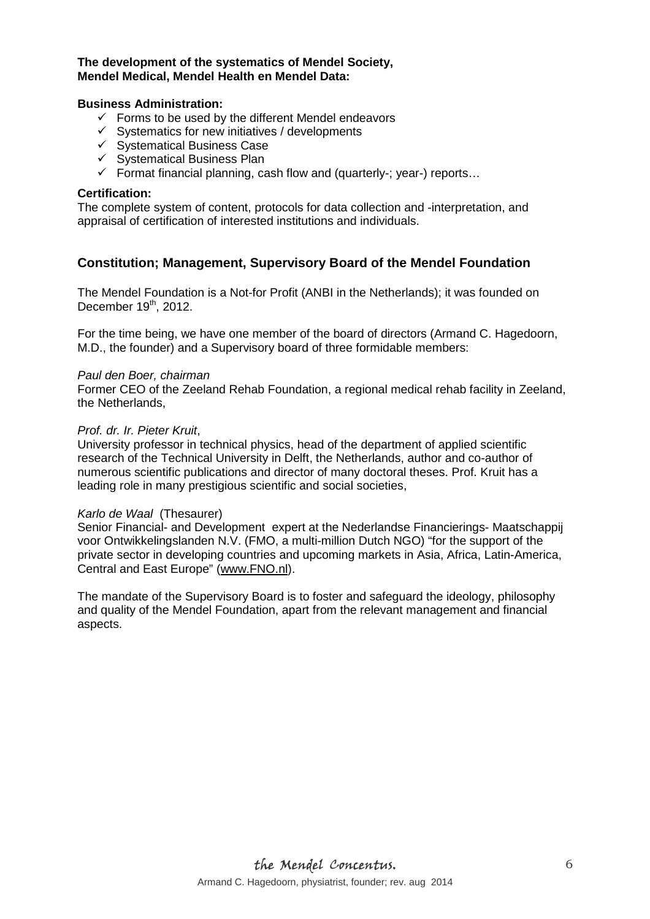**The development of the systematics of Mendel Society, Mendel Medical, Mendel Health en Mendel Data:**

**Business Administration:**

- ✓ Forms to be used by the different Mendel endeavors
- ✓ Systematics for new initiatives / developments
- ✓ Systematical Business Case
- ✓ Systematical Business Plan
- ✓ Format financial planning, cash flow and (quarterly-; year-) reports…

**Certification:**
The complete system of content, protocols for data collection and -interpretation, and appraisal of certification of interested institutions and individuals.

## Constitution; Management, Supervisory Board of the Mendel Foundation

The Mendel Foundation is a Not-for Profit (ANBI in the Netherlands); it was founded on December 19th, 2012.

For the time being, we have one member of the board of directors (Armand C. Hagedoorn, M.D., the founder) and a Supervisory board of three formidable members:

*Paul den Boer, chairman*
Former CEO of the Zeeland Rehab Foundation, a regional medical rehab facility in Zeeland, the Netherlands,

*Prof. dr. Ir. Pieter Kruit*,
University professor in technical physics, head of the department of applied scientific research of the Technical University in Delft, the Netherlands, author and co-author of numerous scientific publications and director of many doctoral theses. Prof. Kruit has a leading role in many prestigious scientific and social societies,

*Karlo de Waal* (Thesaurer)
Senior Financial- and Development expert at the Nederlandse Financierings- Maatschappij voor Ontwikkelingslanden N.V. (FMO, a multi-million Dutch NGO) "for the support of the private sector in developing countries and upcoming markets in Asia, Africa, Latin-America, Central and East Europe" (www.FNO.nl).

The mandate of the Supervisory Board is to foster and safeguard the ideology, philosophy and quality of the Mendel Foundation, apart from the relevant management and financial aspects.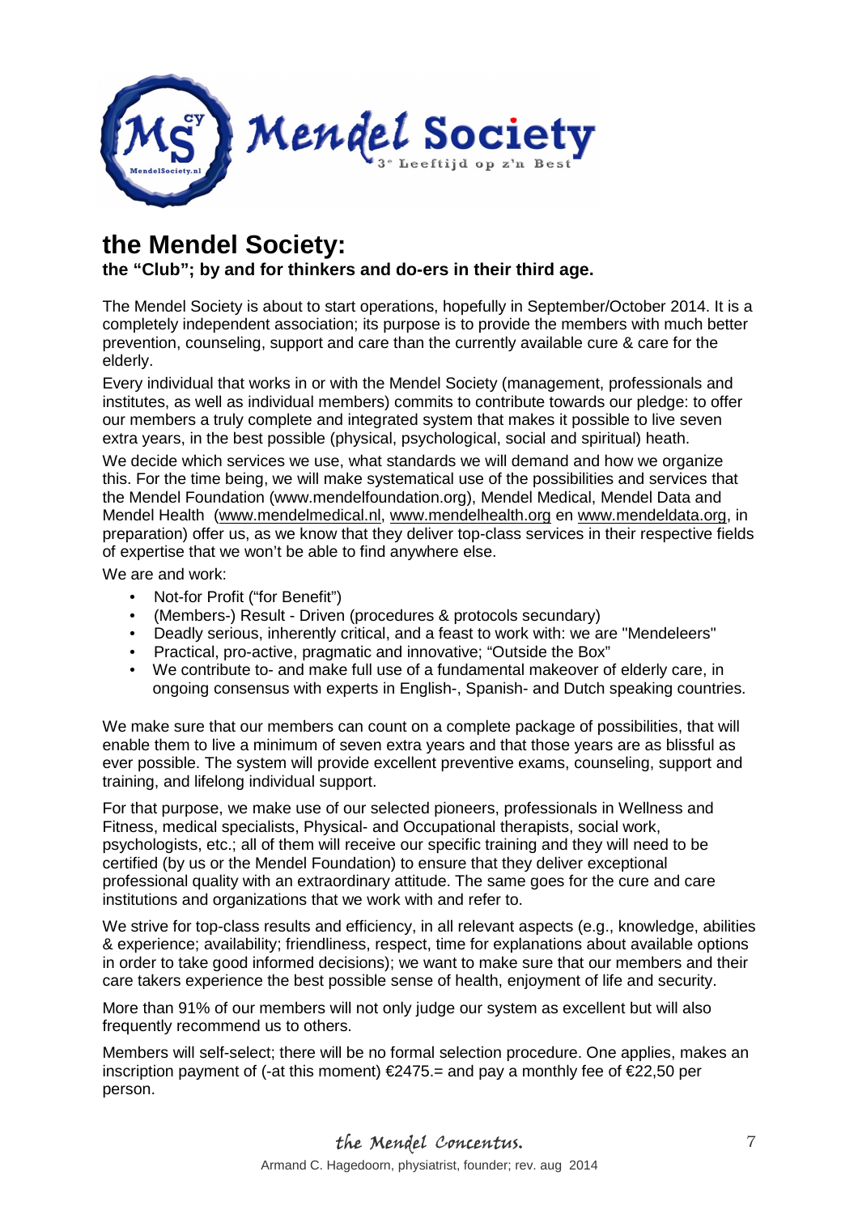Mendel Society
3e Leeftijd op z'n Best

# the Mendel Society:

**the "Club"; by and for thinkers and do-ers in their third age.**

The Mendel Society is about to start operations, hopefully in September/October 2014. It is a completely independent association; its purpose is to provide the members with much better prevention, counseling, support and care than the currently available cure & care for the elderly.

Every individual that works in or with the Mendel Society (management, professionals and institutes, as well as individual members) commits to contribute towards our pledge: to offer our members a truly complete and integrated system that makes it possible to live seven extra years, in the best possible (physical, psychological, social and spiritual) heath.

We decide which services we use, what standards we will demand and how we organize this. For the time being, we will make systematical use of the possibilities and services that the Mendel Foundation (www.mendelfoundation.org), Mendel Medical, Mendel Data and Mendel Health (www.mendelmedical.nl, www.mendelhealth.org en www.mendeldata.org, in preparation) offer us, as we know that they deliver top-class services in their respective fields of expertise that we won't be able to find anywhere else.

We are and work:

- Not-for Profit ("for Benefit")
- (Members-) Result - Driven (procedures & protocols secundary)
- Deadly serious, inherently critical, and a feast to work with: we are "Mendeleers"
- Practical, pro-active, pragmatic and innovative; "Outside the Box"
- We contribute to- and make full use of a fundamental makeover of elderly care, in ongoing consensus with experts in English-, Spanish- and Dutch speaking countries.

We make sure that our members can count on a complete package of possibilities, that will enable them to live a minimum of seven extra years and that those years are as blissful as ever possible. The system will provide excellent preventive exams, counseling, support and training, and lifelong individual support.

For that purpose, we make use of our selected pioneers, professionals in Wellness and Fitness, medical specialists, Physical- and Occupational therapists, social work, psychologists, etc.; all of them will receive our specific training and they will need to be certified (by us or the Mendel Foundation) to ensure that they deliver exceptional professional quality with an extraordinary attitude. The same goes for the cure and care institutions and organizations that we work with and refer to.

We strive for top-class results and efficiency, in all relevant aspects (e.g., knowledge, abilities & experience; availability; friendliness, respect, time for explanations about available options in order to take good informed decisions); we want to make sure that our members and their care takers experience the best possible sense of health, enjoyment of life and security.

More than 91% of our members will not only judge our system as excellent but will also frequently recommend us to others.

Members will self-select; there will be no formal selection procedure. One applies, makes an inscription payment of (-at this moment) €2475.= and pay a monthly fee of €22,50 per person.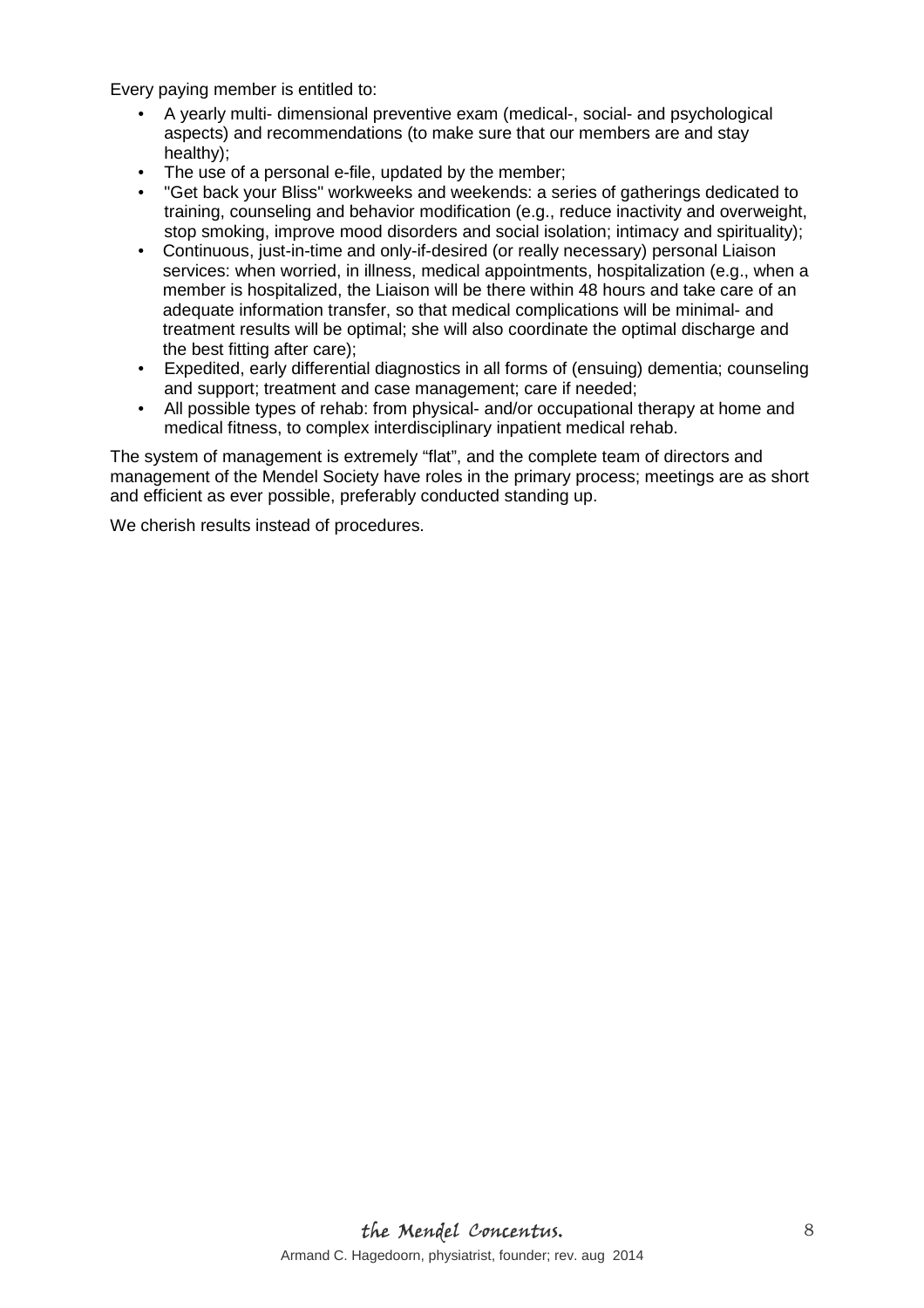Every paying member is entitled to:

- A yearly multi- dimensional preventive exam (medical-, social- and psychological aspects) and recommendations (to make sure that our members are and stay healthy);
- The use of a personal e-file, updated by the member;
- "Get back your Bliss" workweeks and weekends: a series of gatherings dedicated to training, counseling and behavior modification (e.g., reduce inactivity and overweight, stop smoking, improve mood disorders and social isolation; intimacy and spirituality);
- Continuous, just-in-time and only-if-desired (or really necessary) personal Liaison services: when worried, in illness, medical appointments, hospitalization (e.g., when a member is hospitalized, the Liaison will be there within 48 hours and take care of an adequate information transfer, so that medical complications will be minimal- and treatment results will be optimal; she will also coordinate the optimal discharge and the best fitting after care);
- Expedited, early differential diagnostics in all forms of (ensuing) dementia; counseling and support; treatment and case management; care if needed;
- All possible types of rehab: from physical- and/or occupational therapy at home and medical fitness, to complex interdisciplinary inpatient medical rehab.

The system of management is extremely "flat", and the complete team of directors and management of the Mendel Society have roles in the primary process; meetings are as short and efficient as ever possible, preferably conducted standing up.

We cherish results instead of procedures.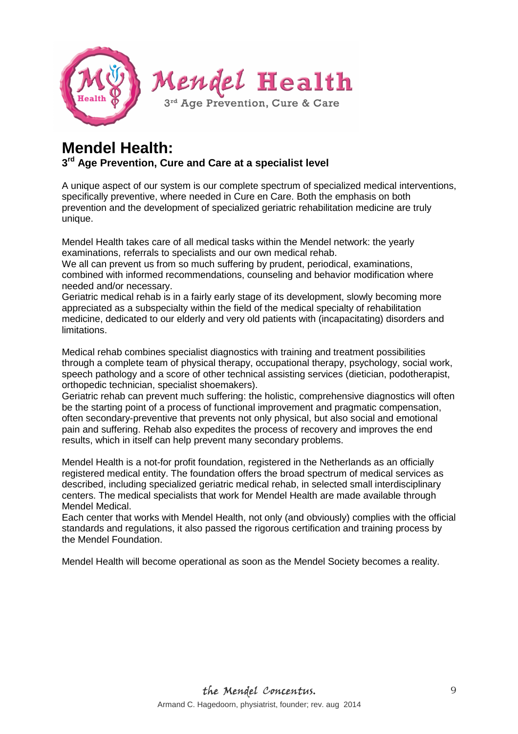# Mendel Health:

### 3rd Age Prevention, Cure and Care at a specialist level

A unique aspect of our system is our complete spectrum of specialized medical interventions, specifically preventive, where needed in Cure en Care. Both the emphasis on both prevention and the development of specialized geriatric rehabilitation medicine are truly unique.

Mendel Health takes care of all medical tasks within the Mendel network: the yearly examinations, referrals to specialists and our own medical rehab.
We all can prevent us from so much suffering by prudent, periodical, examinations, combined with informed recommendations, counseling and behavior modification where needed and/or necessary.
Geriatric medical rehab is in a fairly early stage of its development, slowly becoming more appreciated as a subspecialty within the field of the medical specialty of rehabilitation medicine, dedicated to our elderly and very old patients with (incapacitating) disorders and limitations.

Medical rehab combines specialist diagnostics with training and treatment possibilities through a complete team of physical therapy, occupational therapy, psychology, social work, speech pathology and a score of other technical assisting services (dietician, podotherapist, orthopedic technician, specialist shoemakers).
Geriatric rehab can prevent much suffering: the holistic, comprehensive diagnostics will often be the starting point of a process of functional improvement and pragmatic compensation, often secondary-preventive that prevents not only physical, but also social and emotional pain and suffering. Rehab also expedites the process of recovery and improves the end results, which in itself can help prevent many secondary problems.

Mendel Health is a not-for profit foundation, registered in the Netherlands as an officially registered medical entity. The foundation offers the broad spectrum of medical services as described, including specialized geriatric medical rehab, in selected small interdisciplinary centers. The medical specialists that work for Mendel Health are made available through Mendel Medical.
Each center that works with Mendel Health, not only (and obviously) complies with the official standards and regulations, it also passed the rigorous certification and training process by the Mendel Foundation.

Mendel Health will become operational as soon as the Mendel Society becomes a reality.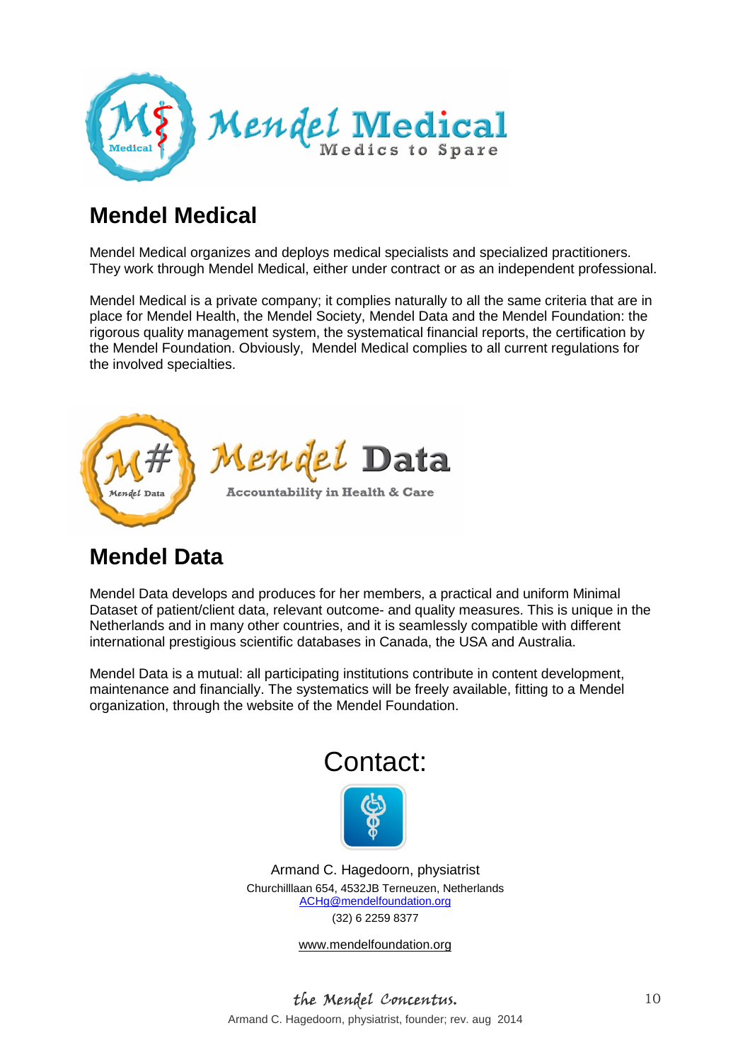Mendel Medical
Medics to Spare

## Mendel Medical

Mendel Medical organizes and deploys medical specialists and specialized practitioners. They work through Mendel Medical, either under contract or as an independent professional.

Mendel Medical is a private company; it complies naturally to all the same criteria that are in place for Mendel Health, the Mendel Society, Mendel Data and the Mendel Foundation: the rigorous quality management system, the systematical financial reports, the certification by the Mendel Foundation. Obviously, Mendel Medical complies to all current regulations for the involved specialties.

Mendel Data
Accountability in Health & Care

## Mendel Data

Mendel Data develops and produces for her members, a practical and uniform Minimal Dataset of patient/client data, relevant outcome- and quality measures. This is unique in the Netherlands and in many other countries, and it is seamlessly compatible with different international prestigious scientific databases in Canada, the USA and Australia.

Mendel Data is a mutual: all participating institutions contribute in content development, maintenance and financially. The systematics will be freely available, fitting to a Mendel organization, through the website of the Mendel Foundation.

## Contact:

Armand C. Hagedoorn, physiatrist
Churchilllaan 654, 4532JB Terneuzen, Netherlands
ACHg@mendelfoundation.org
(32) 6 2259 8377

www.mendelfoundation.org

*the Mendel Concentus.*
Armand C. Hagedoorn, physiatrist, founder; rev. aug 2014